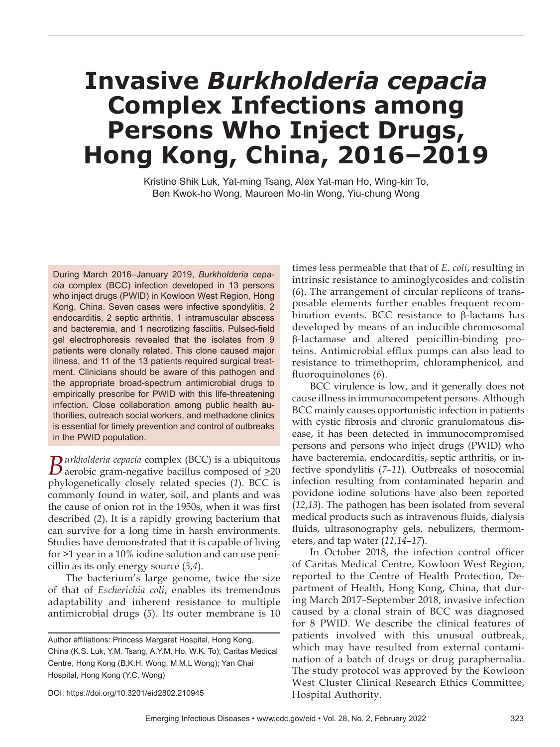# Invasive *Burkholderia cepacia* Complex Infections among Persons Who Inject Drugs, Hong Kong, China, 2016–2019

Kristine Shik Luk, Yat-ming Tsang, Alex Yat-man Ho, Wing-kin To, Ben Kwok-ho Wong, Maureen Mo-lin Wong, Yiu-chung Wong

During March 2016–January 2019, *Burkholderia cepacia* complex (BCC) infection developed in 13 persons who inject drugs (PWID) in Kowloon West Region, Hong Kong, China. Seven cases were infective spondylitis, 2 endocarditis, 2 septic arthritis, 1 intramuscular abscess and bacteremia, and 1 necrotizing fasciitis. Pulsed-field gel electrophoresis revealed that the isolates from 9 patients were clonally related. This clone caused major illness, and 11 of the 13 patients required surgical treatment. Clinicians should be aware of this pathogen and the appropriate broad-spectrum antimicrobial drugs to empirically prescribe for PWID with this life-threatening infection. Close collaboration among public health authorities, outreach social workers, and methadone clinics is essential for timely prevention and control of outbreaks in the PWID population.

*Burkholderia cepacia* complex (BCC) is a ubiquitous aerobic gram-negative bacillus composed of ≥20 phylogenetically closely related species (*1*). BCC is commonly found in water, soil, and plants and was the cause of onion rot in the 1950s, when it was first described (*2*). It is a rapidly growing bacterium that can survive for a long time in harsh environments. Studies have demonstrated that it is capable of living for >1 year in a 10% iodine solution and can use penicillin as its only energy source (*3*,*4*).

The bacterium's large genome, twice the size of that of *Escherichia coli*, enables its tremendous adaptability and inherent resistance to multiple antimicrobial drugs (*5*). Its outer membrane is 10 times less permeable that that of *E. coli*, resulting in intrinsic resistance to aminoglycosides and colistin (*6*). The arrangement of circular replicons of transposable elements further enables frequent recombination events. BCC resistance to β-lactams has developed by means of an inducible chromosomal β-lactamase and altered penicillin-binding proteins. Antimicrobial efflux pumps can also lead to resistance to trimethoprim, chloramphenicol, and fluoroquinolones (*6*).

BCC virulence is low, and it generally does not cause illness in immunocompetent persons. Although BCC mainly causes opportunistic infection in patients with cystic fibrosis and chronic granulomatous disease, it has been detected in immunocompromised persons and persons who inject drugs (PWID) who have bacteremia, endocarditis, septic arthritis, or infective spondylitis (*7*–*11*). Outbreaks of nosocomial infection resulting from contaminated heparin and povidone iodine solutions have also been reported (*12*,*13*). The pathogen has been isolated from several medical products such as intravenous fluids, dialysis fluids, ultrasonography gels, nebulizers, thermometers, and tap water (*11*,*14*–*17*).

In October 2018, the infection control officer of Caritas Medical Centre, Kowloon West Region, reported to the Centre of Health Protection, Department of Health, Hong Kong, China, that during March 2017–September 2018, invasive infection caused by a clonal strain of BCC was diagnosed for 8 PWID. We describe the clinical features of patients involved with this unusual outbreak, which may have resulted from external contamination of a batch of drugs or drug paraphernalia. The study protocol was approved by the Kowloon West Cluster Clinical Research Ethics Committee, Hospital Authority.

Author affiliations: Princess Margaret Hospital, Hong Kong, China (K.S. Luk, Y.M. Tsang, A.Y.M. Ho, W.K. To); Caritas Medical Centre, Hong Kong (B.K.H. Wong, M.M.L Wong); Yan Chai Hospital, Hong Kong (Y.C. Wong)

DOI: https://doi.org/10.3201/eid2802.210945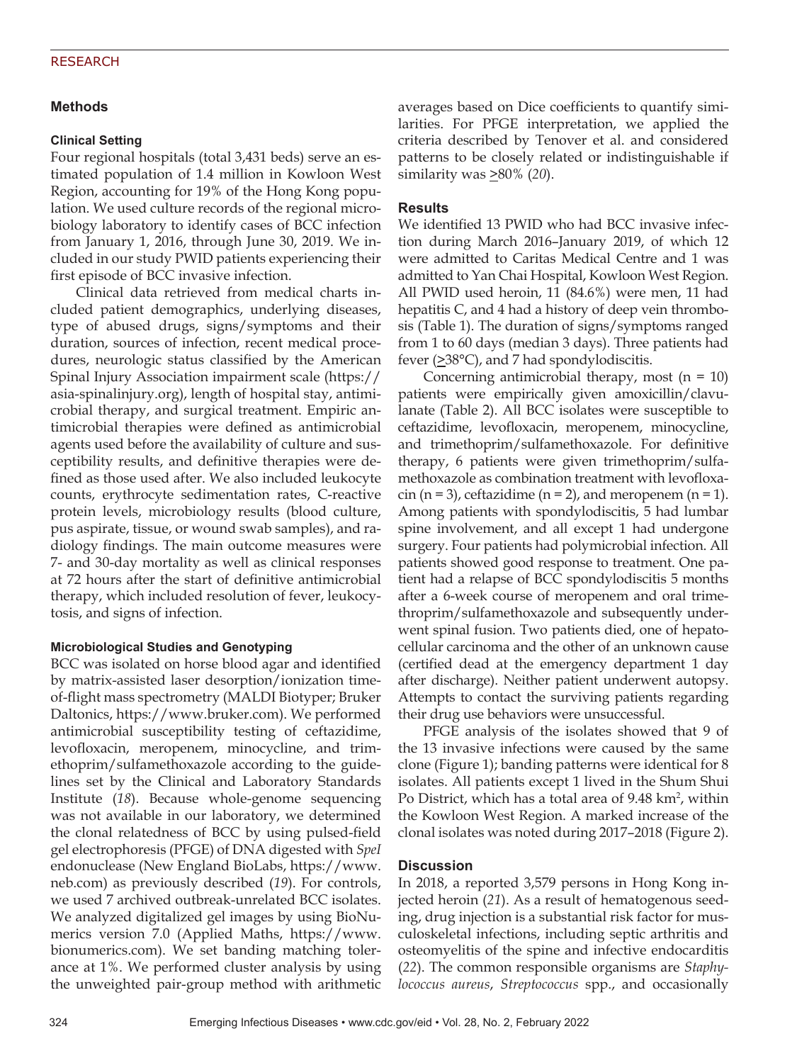## Methods

### Clinical Setting

Four regional hospitals (total 3,431 beds) serve an estimated population of 1.4 million in Kowloon West Region, accounting for 19% of the Hong Kong population. We used culture records of the regional microbiology laboratory to identify cases of BCC infection from January 1, 2016, through June 30, 2019. We included in our study PWID patients experiencing their first episode of BCC invasive infection.

Clinical data retrieved from medical charts included patient demographics, underlying diseases, type of abused drugs, signs/symptoms and their duration, sources of infection, recent medical procedures, neurologic status classified by the American Spinal Injury Association impairment scale (https://asia-spinalinjury.org), length of hospital stay, antimicrobial therapy, and surgical treatment. Empiric antimicrobial therapies were defined as antimicrobial agents used before the availability of culture and susceptibility results, and definitive therapies were defined as those used after. We also included leukocyte counts, erythrocyte sedimentation rates, C-reactive protein levels, microbiology results (blood culture, pus aspirate, tissue, or wound swab samples), and radiology findings. The main outcome measures were 7- and 30-day mortality as well as clinical responses at 72 hours after the start of definitive antimicrobial therapy, which included resolution of fever, leukocytosis, and signs of infection.

### Microbiological Studies and Genotyping

BCC was isolated on horse blood agar and identified by matrix-assisted laser desorption/ionization time-of-flight mass spectrometry (MALDI Biotyper; Bruker Daltonics, https://www.bruker.com). We performed antimicrobial susceptibility testing of ceftazidime, levofloxacin, meropenem, minocycline, and trimethoprim/sulfamethoxazole according to the guidelines set by the Clinical and Laboratory Standards Institute (*18*). Because whole-genome sequencing was not available in our laboratory, we determined the clonal relatedness of BCC by using pulsed-field gel electrophoresis (PFGE) of DNA digested with *SpeI* endonuclease (New England BioLabs, https://www.neb.com) as previously described (*19*). For controls, we used 7 archived outbreak-unrelated BCC isolates. We analyzed digitalized gel images by using BioNumerics version 7.0 (Applied Maths, https://www.bionumerics.com). We set banding matching tolerance at 1%. We performed cluster analysis by using the unweighted pair-group method with arithmetic averages based on Dice coefficients to quantify similarities. For PFGE interpretation, we applied the criteria described by Tenover et al. and considered patterns to be closely related or indistinguishable if similarity was ≥80% (*20*).

## Results

We identified 13 PWID who had BCC invasive infection during March 2016–January 2019, of which 12 were admitted to Caritas Medical Centre and 1 was admitted to Yan Chai Hospital, Kowloon West Region. All PWID used heroin, 11 (84.6%) were men, 11 had hepatitis C, and 4 had a history of deep vein thrombosis (Table 1). The duration of signs/symptoms ranged from 1 to 60 days (median 3 days). Three patients had fever (≥38°C), and 7 had spondylodiscitis.

Concerning antimicrobial therapy, most (n = 10) patients were empirically given amoxicillin/clavulanate (Table 2). All BCC isolates were susceptible to ceftazidime, levofloxacin, meropenem, minocycline, and trimethoprim/sulfamethoxazole. For definitive therapy, 6 patients were given trimethoprim/sulfamethoxazole as combination treatment with levofloxacin (n = 3), ceftazidime (n = 2), and meropenem (n = 1). Among patients with spondylodiscitis, 5 had lumbar spine involvement, and all except 1 had undergone surgery. Four patients had polymicrobial infection. All patients showed good response to treatment. One patient had a relapse of BCC spondylodiscitis 5 months after a 6-week course of meropenem and oral trimethoprim/sulfamethoxazole and subsequently underwent spinal fusion. Two patients died, one of hepatocellular carcinoma and the other of an unknown cause (certified dead at the emergency department 1 day after discharge). Neither patient underwent autopsy. Attempts to contact the surviving patients regarding their drug use behaviors were unsuccessful.

PFGE analysis of the isolates showed that 9 of the 13 invasive infections were caused by the same clone (Figure 1); banding patterns were identical for 8 isolates. All patients except 1 lived in the Shum Shui Po District, which has a total area of 9.48 km$^2$, within the Kowloon West Region. A marked increase of the clonal isolates was noted during 2017–2018 (Figure 2).

## Discussion

In 2018, a reported 3,579 persons in Hong Kong injected heroin (*21*). As a result of hematogenous seeding, drug injection is a substantial risk factor for musculoskeletal infections, including septic arthritis and osteomyelitis of the spine and infective endocarditis (*22*). The common responsible organisms are *Staphylococcus aureus*, *Streptococcus* spp., and occasionally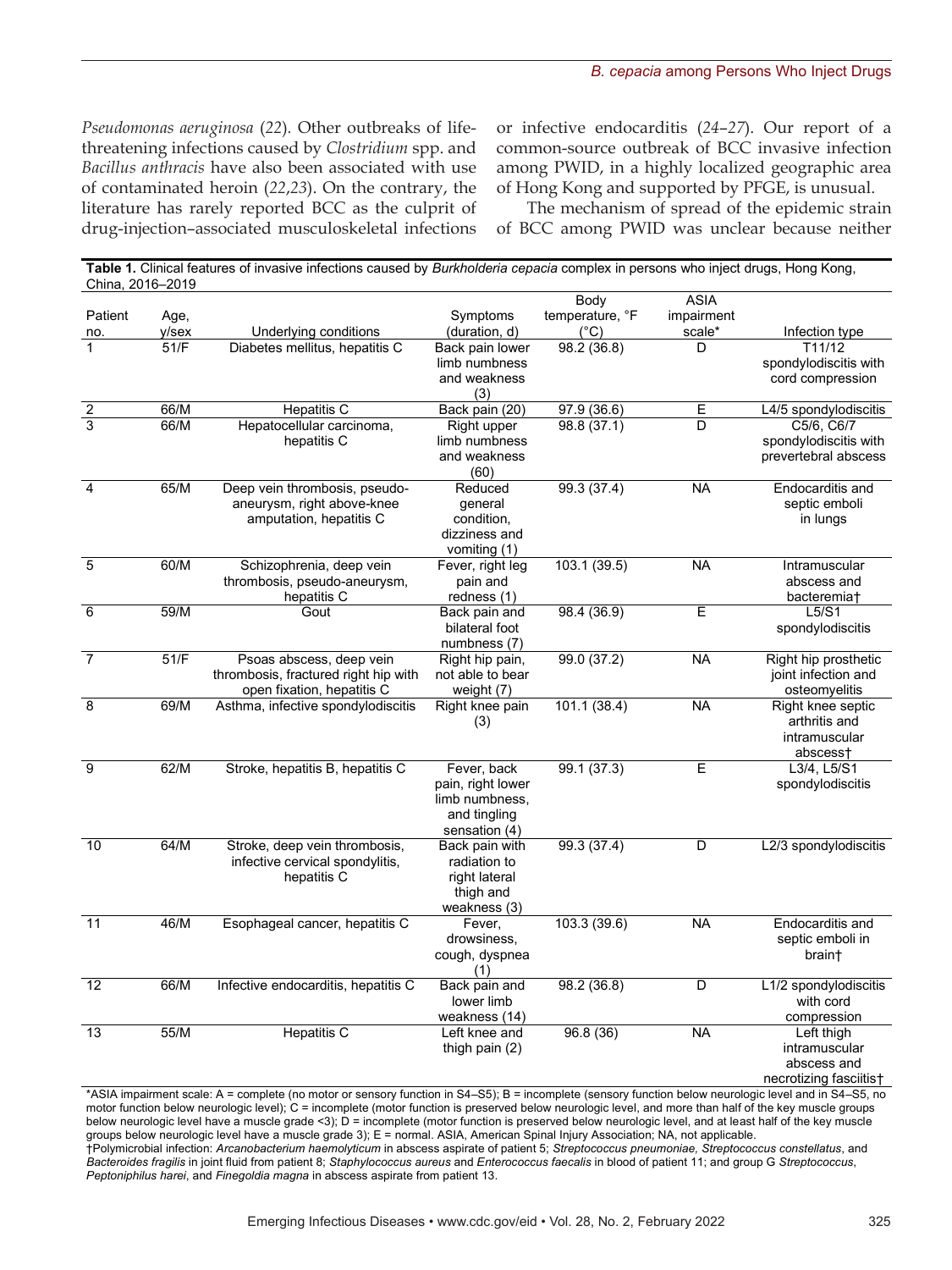*Pseudomonas aeruginosa* (*22*). Other outbreaks of life-threatening infections caused by *Clostridium* spp. and *Bacillus anthracis* have also been associated with use of contaminated heroin (*22,23*). On the contrary, the literature has rarely reported BCC as the culprit of drug-injection–associated musculoskeletal infections or infective endocarditis (*24–27*). Our report of a common-source outbreak of BCC invasive infection among PWID, in a highly localized geographic area of Hong Kong and supported by PFGE, is unusual.

The mechanism of spread of the epidemic strain of BCC among PWID was unclear because neither

**Table 1.** Clinical features of invasive infections caused by *Burkholderia cepacia* complex in persons who inject drugs, Hong Kong, China, 2016–2019

| Patient no. | Age, y/sex | Underlying conditions | Symptoms (duration, d) | Body temperature, °F (°C) | ASIA impairment scale* | Infection type |
|---|---|---|---|---|---|---|
| 1 | 51/F | Diabetes mellitus, hepatitis C | Back pain lower limb numbness and weakness (3) | 98.2 (36.8) | D | T11/12 spondylodiscitis with cord compression |
| 2 | 66/M | Hepatitis C | Back pain (20) | 97.9 (36.6) | E | L4/5 spondylodiscitis |
| 3 | 66/M | Hepatocellular carcinoma, hepatitis C | Right upper limb numbness and weakness (60) | 98.8 (37.1) | D | C5/6, C6/7 spondylodiscitis with prevertebral abscess |
| 4 | 65/M | Deep vein thrombosis, pseudo-aneurysm, right above-knee amputation, hepatitis C | Reduced general condition, dizziness and vomiting (1) | 99.3 (37.4) | NA | Endocarditis and septic emboli in lungs |
| 5 | 60/M | Schizophrenia, deep vein thrombosis, pseudo-aneurysm, hepatitis C | Fever, right leg pain and redness (1) | 103.1 (39.5) | NA | Intramuscular abscess and bacteremia† |
| 6 | 59/M | Gout | Back pain and bilateral foot numbness (7) | 98.4 (36.9) | E | L5/S1 spondylodiscitis |
| 7 | 51/F | Psoas abscess, deep vein thrombosis, fractured right hip with open fixation, hepatitis C | Right hip pain, not able to bear weight (7) | 99.0 (37.2) | NA | Right hip prosthetic joint infection and osteomyelitis |
| 8 | 69/M | Asthma, infective spondylodiscitis | Right knee pain (3) | 101.1 (38.4) | NA | Right knee septic arthritis and intramuscular abscess† |
| 9 | 62/M | Stroke, hepatitis B, hepatitis C | Fever, back pain, right lower limb numbness, and tingling sensation (4) | 99.1 (37.3) | E | L3/4, L5/S1 spondylodiscitis |
| 10 | 64/M | Stroke, deep vein thrombosis, infective cervical spondylitis, hepatitis C | Back pain with radiation to right lateral thigh and weakness (3) | 99.3 (37.4) | D | L2/3 spondylodiscitis |
| 11 | 46/M | Esophageal cancer, hepatitis C | Fever, drowsiness, cough, dyspnea (1) | 103.3 (39.6) | NA | Endocarditis and septic emboli in brain† |
| 12 | 66/M | Infective endocarditis, hepatitis C | Back pain and lower limb weakness (14) | 98.2 (36.8) | D | L1/2 spondylodiscitis with cord compression |
| 13 | 55/M | Hepatitis C | Left knee and thigh pain (2) | 96.8 (36) | NA | Left thigh intramuscular abscess and necrotizing fasciitis† |

*ASIA impairment scale: A = complete (no motor or sensory function in S4–S5); B = incomplete (sensory function below neurologic level and in S4–S5, no motor function below neurologic level); C = incomplete (motor function is preserved below neurologic level, and more than half of the key muscle groups below neurologic level have a muscle grade <3); D = incomplete (motor function is preserved below neurologic level, and at least half of the key muscle groups below neurologic level have a muscle grade 3); E = normal. ASIA, American Spinal Injury Association; NA, not applicable.
†Polymicrobial infection: *Arcanobacterium haemolyticum* in abscess aspirate of patient 5; *Streptococcus pneumoniae, Streptococcus constellatus*, and *Bacteroides fragilis* in joint fluid from patient 8; *Staphylococcus aureus* and *Enterococcus faecalis* in blood of patient 11; and group G *Streptococcus*, *Peptoniphilus harei*, and *Finegoldia magna* in abscess aspirate from patient 13.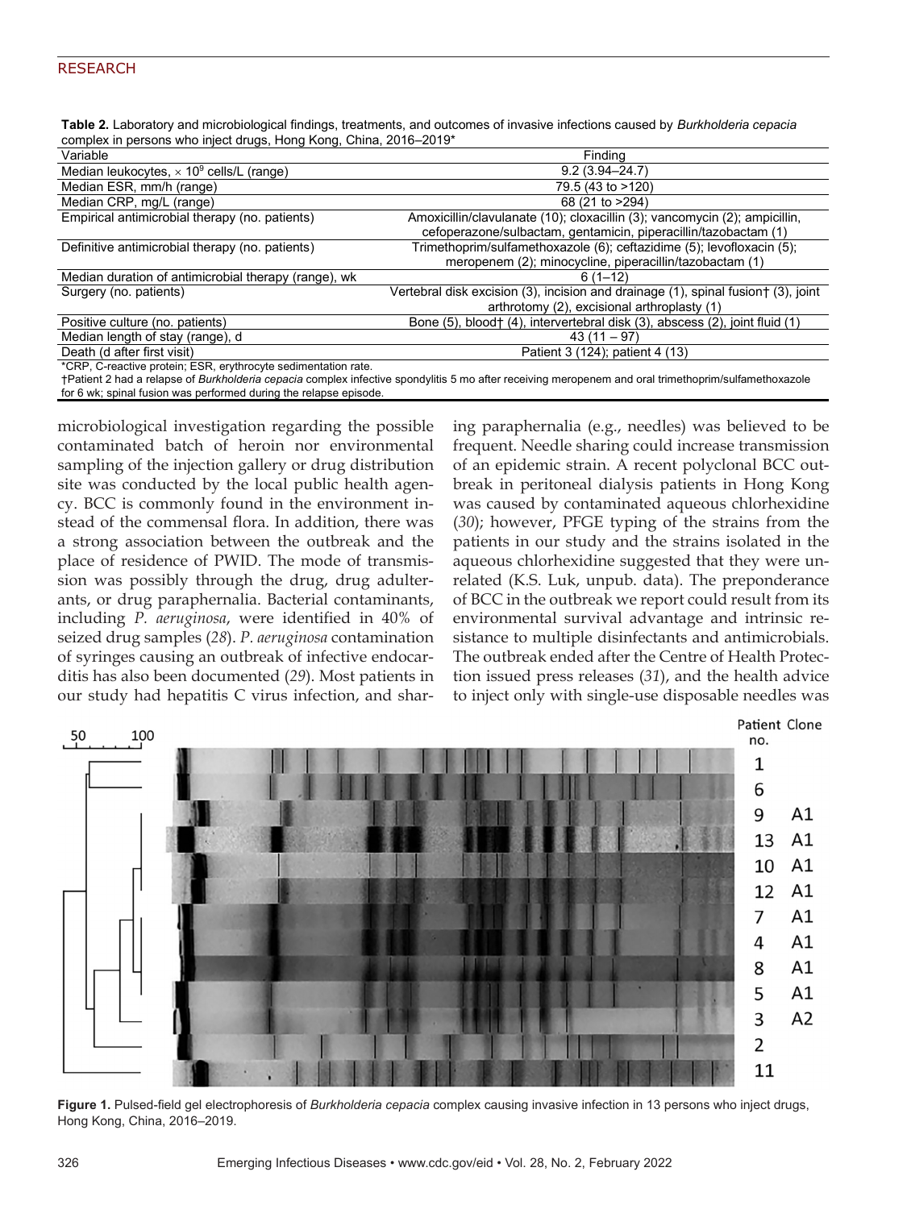**Table 2.** Laboratory and microbiological findings, treatments, and outcomes of invasive infections caused by *Burkholderia cepacia* complex in persons who inject drugs, Hong Kong, China, 2016–2019*

| Variable | Finding |
|---|---|
| Median leukocytes, × $10^9$ cells/L (range) | 9.2 (3.94–24.7) |
| Median ESR, mm/h (range) | 79.5 (43 to >120) |
| Median CRP, mg/L (range) | 68 (21 to >294) |
| Empirical antimicrobial therapy (no. patients) | Amoxicillin/clavulanate (10); cloxacillin (3); vancomycin (2); ampicillin, cefoperazone/sulbactam, gentamicin, piperacillin/tazobactam (1) |
| Definitive antimicrobial therapy (no. patients) | Trimethoprim/sulfamethoxazole (6); ceftazidime (5); levofloxacin (5); meropenem (2); minocycline, piperacillin/tazobactam (1) |
| Median duration of antimicrobial therapy (range), wk | 6 (1–12) |
| Surgery (no. patients) | Vertebral disk excision (3), incision and drainage (1), spinal fusion† (3), joint arthrotomy (2), excisional arthroplasty (1) |
| Positive culture (no. patients) | Bone (5), blood† (4), intervertebral disk (3), abscess (2), joint fluid (1) |
| Median length of stay (range), d | 43 (11 – 97) |
| Death (d after first visit) | Patient 3 (124); patient 4 (13) |

*CRP, C-reactive protein; ESR, erythrocyte sedimentation rate.
†Patient 2 had a relapse of *Burkholderia cepacia* complex infective spondylitis 5 mo after receiving meropenem and oral trimethoprim/sulfamethoxazole for 6 wk; spinal fusion was performed during the relapse episode.

microbiological investigation regarding the possible contaminated batch of heroin nor environmental sampling of the injection gallery or drug distribution site was conducted by the local public health agency. BCC is commonly found in the environment instead of the commensal flora. In addition, there was a strong association between the outbreak and the place of residence of PWID. The mode of transmission was possibly through the drug, drug adulterants, or drug paraphernalia. Bacterial contaminants, including *P. aeruginosa*, were identified in 40% of seized drug samples (*28*). *P. aeruginosa* contamination of syringes causing an outbreak of infective endocarditis has also been documented (*29*). Most patients in our study had hepatitis C virus infection, and sharing paraphernalia (e.g., needles) was believed to be frequent. Needle sharing could increase transmission of an epidemic strain. A recent polyclonal BCC outbreak in peritoneal dialysis patients in Hong Kong was caused by contaminated aqueous chlorhexidine (*30*); however, PFGE typing of the strains from the patients in our study and the strains isolated in the aqueous chlorhexidine suggested that they were unrelated (K.S. Luk, unpub. data). The preponderance of BCC in the outbreak we report could result from its environmental survival advantage and intrinsic resistance to multiple disinfectants and antimicrobials. The outbreak ended after the Centre of Health Protection issued press releases (*31*), and the health advice to inject only with single-use disposable needles was

**Figure 1.** Pulsed-field gel electrophoresis of *Burkholderia cepacia* complex causing invasive infection in 13 persons who inject drugs, Hong Kong, China, 2016–2019.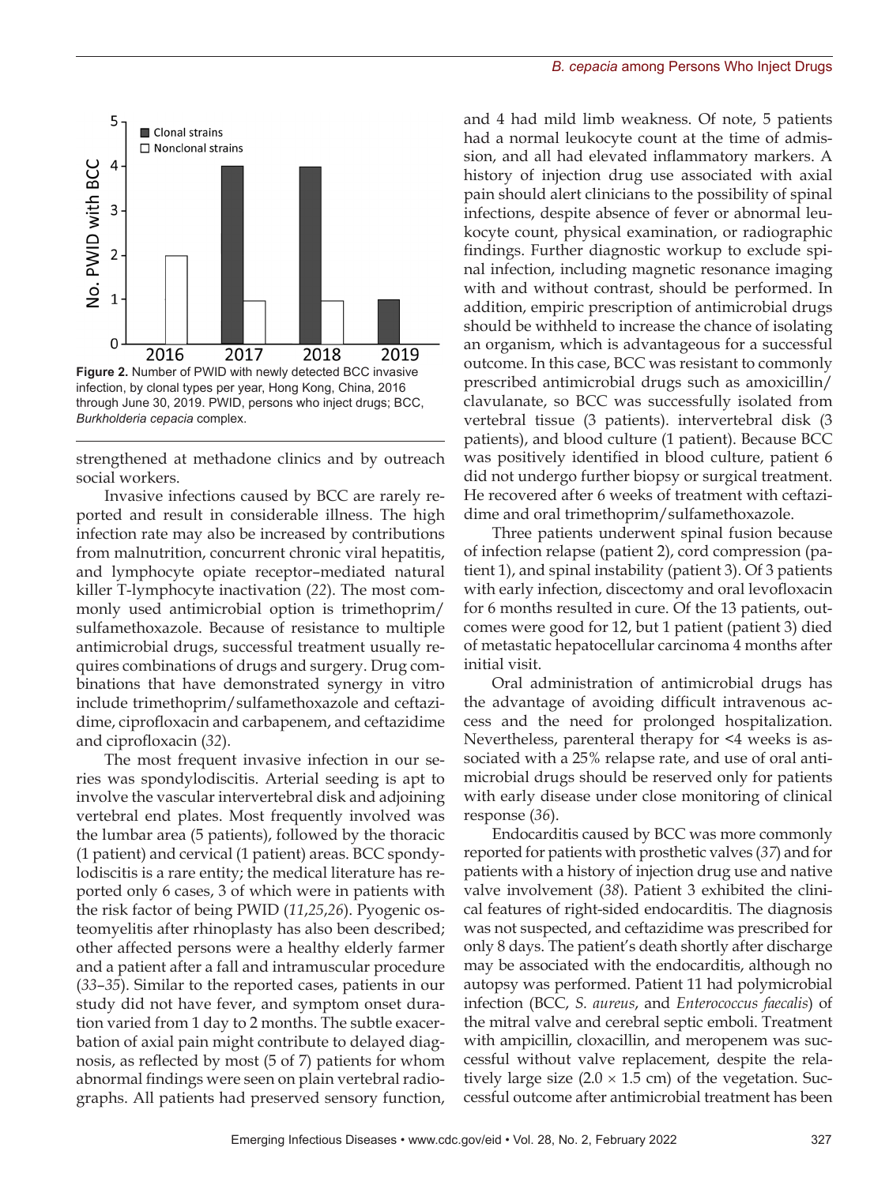Figure 2. Number of PWID with newly detected BCC invasive infection, by clonal types per year, Hong Kong, China, 2016 through June 30, 2019. PWID, persons who inject drugs; BCC, *Burkholderia cepacia* complex.

strengthened at methadone clinics and by outreach social workers.

Invasive infections caused by BCC are rarely reported and result in considerable illness. The high infection rate may also be increased by contributions from malnutrition, concurrent chronic viral hepatitis, and lymphocyte opiate receptor–mediated natural killer T-lymphocyte inactivation (*22*). The most commonly used antimicrobial option is trimethoprim/sulfamethoxazole. Because of resistance to multiple antimicrobial drugs, successful treatment usually requires combinations of drugs and surgery. Drug combinations that have demonstrated synergy in vitro include trimethoprim/sulfamethoxazole and ceftazidime, ciprofloxacin and carbapenem, and ceftazidime and ciprofloxacin (*32*).

The most frequent invasive infection in our series was spondylodiscitis. Arterial seeding is apt to involve the vascular intervertebral disk and adjoining vertebral end plates. Most frequently involved was the lumbar area (5 patients), followed by the thoracic (1 patient) and cervical (1 patient) areas. BCC spondylodiscitis is a rare entity; the medical literature has reported only 6 cases, 3 of which were in patients with the risk factor of being PWID (*11*,*25*,*26*). Pyogenic osteomyelitis after rhinoplasty has also been described; other affected persons were a healthy elderly farmer and a patient after a fall and intramuscular procedure (*33*–*35*). Similar to the reported cases, patients in our study did not have fever, and symptom onset duration varied from 1 day to 2 months. The subtle exacerbation of axial pain might contribute to delayed diagnosis, as reflected by most (5 of 7) patients for whom abnormal findings were seen on plain vertebral radiographs. All patients had preserved sensory function, and 4 had mild limb weakness. Of note, 5 patients had a normal leukocyte count at the time of admission, and all had elevated inflammatory markers. A history of injection drug use associated with axial pain should alert clinicians to the possibility of spinal infections, despite absence of fever or abnormal leukocyte count, physical examination, or radiographic findings. Further diagnostic workup to exclude spinal infection, including magnetic resonance imaging with and without contrast, should be performed. In addition, empiric prescription of antimicrobial drugs should be withheld to increase the chance of isolating an organism, which is advantageous for a successful outcome. In this case, BCC was resistant to commonly prescribed antimicrobial drugs such as amoxicillin/clavulanate, so BCC was successfully isolated from vertebral tissue (3 patients). intervertebral disk (3 patients), and blood culture (1 patient). Because BCC was positively identified in blood culture, patient 6 did not undergo further biopsy or surgical treatment. He recovered after 6 weeks of treatment with ceftazidime and oral trimethoprim/sulfamethoxazole.

Three patients underwent spinal fusion because of infection relapse (patient 2), cord compression (patient 1), and spinal instability (patient 3). Of 3 patients with early infection, discectomy and oral levofloxacin for 6 months resulted in cure. Of the 13 patients, outcomes were good for 12, but 1 patient (patient 3) died of metastatic hepatocellular carcinoma 4 months after initial visit.

Oral administration of antimicrobial drugs has the advantage of avoiding difficult intravenous access and the need for prolonged hospitalization. Nevertheless, parenteral therapy for <4 weeks is associated with a 25% relapse rate, and use of oral antimicrobial drugs should be reserved only for patients with early disease under close monitoring of clinical response (*36*).

Endocarditis caused by BCC was more commonly reported for patients with prosthetic valves (*37*) and for patients with a history of injection drug use and native valve involvement (*38*). Patient 3 exhibited the clinical features of right-sided endocarditis. The diagnosis was not suspected, and ceftazidime was prescribed for only 8 days. The patient's death shortly after discharge may be associated with the endocarditis, although no autopsy was performed. Patient 11 had polymicrobial infection (BCC, *S. aureus*, and *Enterococcus faecalis*) of the mitral valve and cerebral septic emboli. Treatment with ampicillin, cloxacillin, and meropenem was successful without valve replacement, despite the relatively large size (2.0 × 1.5 cm) of the vegetation. Successful outcome after antimicrobial treatment has been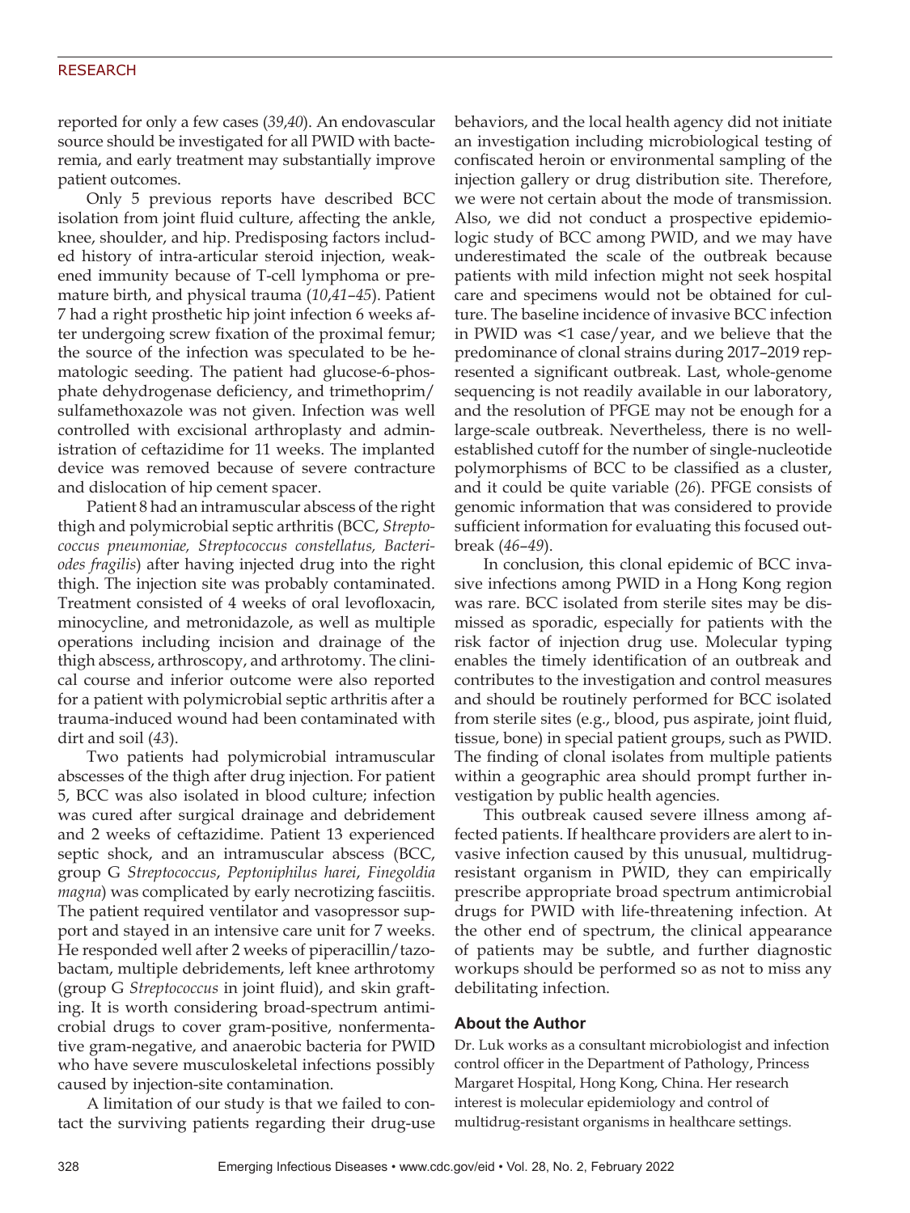reported for only a few cases (*39*,*40*). An endovascular source should be investigated for all PWID with bacteremia, and early treatment may substantially improve patient outcomes.

Only 5 previous reports have described BCC isolation from joint fluid culture, affecting the ankle, knee, shoulder, and hip. Predisposing factors included history of intra-articular steroid injection, weakened immunity because of T-cell lymphoma or premature birth, and physical trauma (*10*,*41*–*45*). Patient 7 had a right prosthetic hip joint infection 6 weeks after undergoing screw fixation of the proximal femur; the source of the infection was speculated to be hematologic seeding. The patient had glucose-6-phosphate dehydrogenase deficiency, and trimethoprim/sulfamethoxazole was not given. Infection was well controlled with excisional arthroplasty and administration of ceftazidime for 11 weeks. The implanted device was removed because of severe contracture and dislocation of hip cement spacer.

Patient 8 had an intramuscular abscess of the right thigh and polymicrobial septic arthritis (BCC, *Streptococcus pneumoniae, Streptococcus constellatus, Bacteriodes fragilis*) after having injected drug into the right thigh. The injection site was probably contaminated. Treatment consisted of 4 weeks of oral levofloxacin, minocycline, and metronidazole, as well as multiple operations including incision and drainage of the thigh abscess, arthroscopy, and arthrotomy. The clinical course and inferior outcome were also reported for a patient with polymicrobial septic arthritis after a trauma-induced wound had been contaminated with dirt and soil (*43*).

Two patients had polymicrobial intramuscular abscesses of the thigh after drug injection. For patient 5, BCC was also isolated in blood culture; infection was cured after surgical drainage and debridement and 2 weeks of ceftazidime. Patient 13 experienced septic shock, and an intramuscular abscess (BCC, group G *Streptococcus*, *Peptoniphilus harei*, *Finegoldia magna*) was complicated by early necrotizing fasciitis. The patient required ventilator and vasopressor support and stayed in an intensive care unit for 7 weeks. He responded well after 2 weeks of piperacillin/tazobactam, multiple debridements, left knee arthrotomy (group G *Streptococcus* in joint fluid), and skin grafting. It is worth considering broad-spectrum antimicrobial drugs to cover gram-positive, nonfermentative gram-negative, and anaerobic bacteria for PWID who have severe musculoskeletal infections possibly caused by injection-site contamination.

A limitation of our study is that we failed to contact the surviving patients regarding their drug-use behaviors, and the local health agency did not initiate an investigation including microbiological testing of confiscated heroin or environmental sampling of the injection gallery or drug distribution site. Therefore, we were not certain about the mode of transmission. Also, we did not conduct a prospective epidemiologic study of BCC among PWID, and we may have underestimated the scale of the outbreak because patients with mild infection might not seek hospital care and specimens would not be obtained for culture. The baseline incidence of invasive BCC infection in PWID was <1 case/year, and we believe that the predominance of clonal strains during 2017–2019 represented a significant outbreak. Last, whole-genome sequencing is not readily available in our laboratory, and the resolution of PFGE may not be enough for a large-scale outbreak. Nevertheless, there is no well-established cutoff for the number of single-nucleotide polymorphisms of BCC to be classified as a cluster, and it could be quite variable (*26*). PFGE consists of genomic information that was considered to provide sufficient information for evaluating this focused outbreak (*46*–*49*).

In conclusion, this clonal epidemic of BCC invasive infections among PWID in a Hong Kong region was rare. BCC isolated from sterile sites may be dismissed as sporadic, especially for patients with the risk factor of injection drug use. Molecular typing enables the timely identification of an outbreak and contributes to the investigation and control measures and should be routinely performed for BCC isolated from sterile sites (e.g., blood, pus aspirate, joint fluid, tissue, bone) in special patient groups, such as PWID. The finding of clonal isolates from multiple patients within a geographic area should prompt further investigation by public health agencies.

This outbreak caused severe illness among affected patients. If healthcare providers are alert to invasive infection caused by this unusual, multidrug-resistant organism in PWID, they can empirically prescribe appropriate broad spectrum antimicrobial drugs for PWID with life-threatening infection. At the other end of spectrum, the clinical appearance of patients may be subtle, and further diagnostic workups should be performed so as not to miss any debilitating infection.

### About the Author

Dr. Luk works as a consultant microbiologist and infection control officer in the Department of Pathology, Princess Margaret Hospital, Hong Kong, China. Her research interest is molecular epidemiology and control of multidrug-resistant organisms in healthcare settings.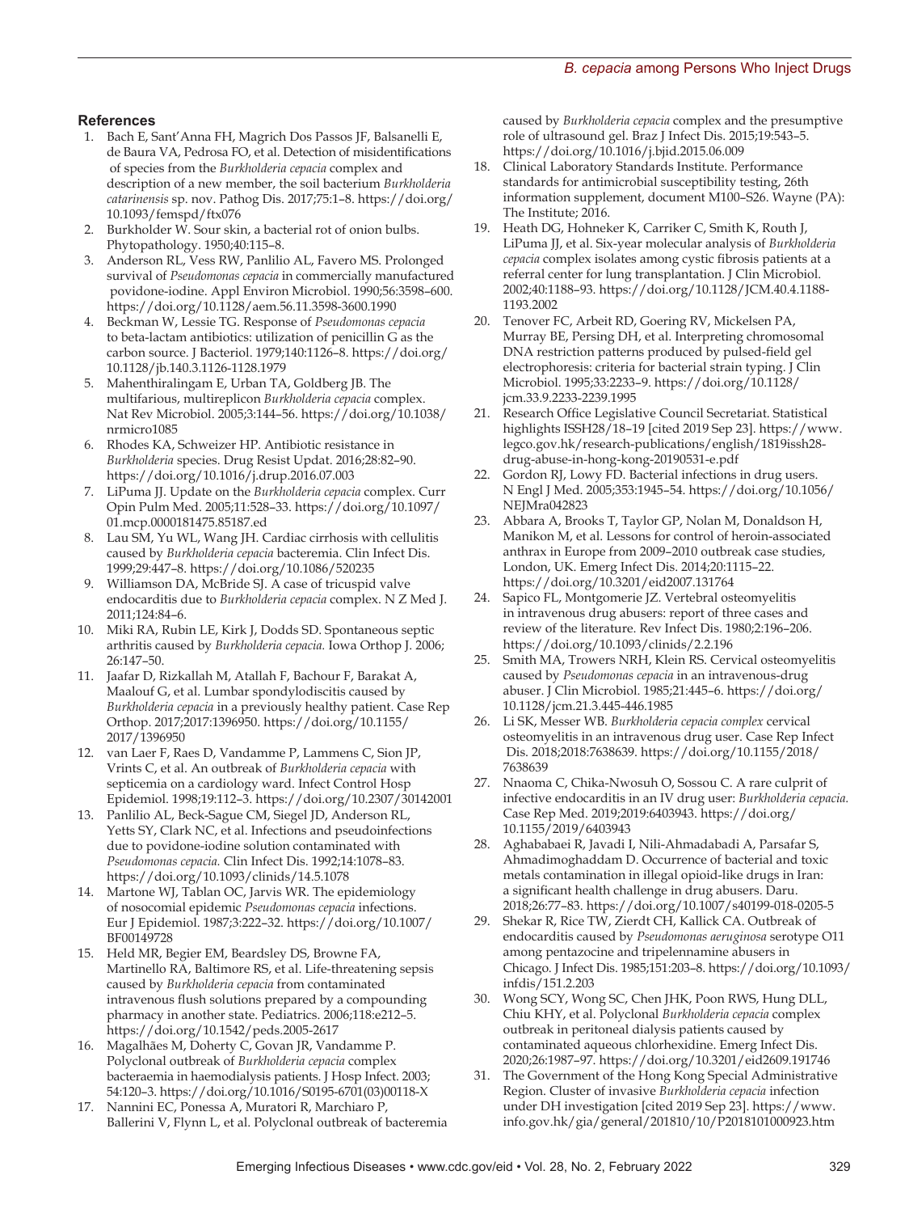## References

1. Bach E, Sant'Anna FH, Magrich Dos Passos JF, Balsanelli E, de Baura VA, Pedrosa FO, et al. Detection of misidentifications of species from the *Burkholderia cepacia* complex and description of a new member, the soil bacterium *Burkholderia catarinensis* sp. nov. Pathog Dis. 2017;75:1–8. https://doi.org/10.1093/femspd/ftx076
2. Burkholder W. Sour skin, a bacterial rot of onion bulbs. Phytopathology. 1950;40:115–8.
3. Anderson RL, Vess RW, Panlilio AL, Favero MS. Prolonged survival of *Pseudomonas cepacia* in commercially manufactured povidone-iodine. Appl Environ Microbiol. 1990;56:3598–600. https://doi.org/10.1128/aem.56.11.3598-3600.1990
4. Beckman W, Lessie TG. Response of *Pseudomonas cepacia* to beta-lactam antibiotics: utilization of penicillin G as the carbon source. J Bacteriol. 1979;140:1126–8. https://doi.org/10.1128/jb.140.3.1126-1128.1979
5. Mahenthiralingam E, Urban TA, Goldberg JB. The multifarious, multireplicon *Burkholderia cepacia* complex. Nat Rev Microbiol. 2005;3:144–56. https://doi.org/10.1038/nrmicro1085
6. Rhodes KA, Schweizer HP. Antibiotic resistance in *Burkholderia* species. Drug Resist Updat. 2016;28:82–90. https://doi.org/10.1016/j.drup.2016.07.003
7. LiPuma JJ. Update on the *Burkholderia cepacia* complex. Curr Opin Pulm Med. 2005;11:528–33. https://doi.org/10.1097/01.mcp.0000181475.85187.ed
8. Lau SM, Yu WL, Wang JH. Cardiac cirrhosis with cellulitis caused by *Burkholderia cepacia* bacteremia. Clin Infect Dis. 1999;29:447–8. https://doi.org/10.1086/520235
9. Williamson DA, McBride SJ. A case of tricuspid valve endocarditis due to *Burkholderia cepacia* complex. N Z Med J. 2011;124:84–6.
10. Miki RA, Rubin LE, Kirk J, Dodds SD. Spontaneous septic arthritis caused by *Burkholderia cepacia.* Iowa Orthop J. 2006; 26:147–50.
11. Jaafar D, Rizkallah M, Atallah F, Bachour F, Barakat A, Maalouf G, et al. Lumbar spondylodiscitis caused by *Burkholderia cepacia* in a previously healthy patient. Case Rep Orthop. 2017;2017:1396950. https://doi.org/10.1155/2017/1396950
12. van Laer F, Raes D, Vandamme P, Lammens C, Sion JP, Vrints C, et al. An outbreak of *Burkholderia cepacia* with septicemia on a cardiology ward. Infect Control Hosp Epidemiol. 1998;19:112–3. https://doi.org/10.2307/30142001
13. Panlilio AL, Beck-Sague CM, Siegel JD, Anderson RL, Yetts SY, Clark NC, et al. Infections and pseudoinfections due to povidone-iodine solution contaminated with *Pseudomonas cepacia.* Clin Infect Dis. 1992;14:1078–83. https://doi.org/10.1093/clinids/14.5.1078
14. Martone WJ, Tablan OC, Jarvis WR. The epidemiology of nosocomial epidemic *Pseudomonas cepacia* infections. Eur J Epidemiol. 1987;3:222–32. https://doi.org/10.1007/BF00149728
15. Held MR, Begier EM, Beardsley DS, Browne FA, Martinello RA, Baltimore RS, et al. Life-threatening sepsis caused by *Burkholderia cepacia* from contaminated intravenous flush solutions prepared by a compounding pharmacy in another state. Pediatrics. 2006;118:e212–5. https://doi.org/10.1542/peds.2005-2617
16. Magalhães M, Doherty C, Govan JR, Vandamme P. Polyclonal outbreak of *Burkholderia cepacia* complex bacteraemia in haemodialysis patients. J Hosp Infect. 2003; 54:120–3. https://doi.org/10.1016/S0195-6701(03)00118-X
17. Nannini EC, Ponessa A, Muratori R, Marchiaro P, Ballerini V, Flynn L, et al. Polyclonal outbreak of bacteremia caused by *Burkholderia cepacia* complex and the presumptive role of ultrasound gel. Braz J Infect Dis. 2015;19:543–5. https://doi.org/10.1016/j.bjid.2015.06.009
18. Clinical Laboratory Standards Institute. Performance standards for antimicrobial susceptibility testing, 26th information supplement, document M100–S26. Wayne (PA): The Institute; 2016.
19. Heath DG, Hohneker K, Carriker C, Smith K, Routh J, LiPuma JJ, et al. Six-year molecular analysis of *Burkholderia cepacia* complex isolates among cystic fibrosis patients at a referral center for lung transplantation. J Clin Microbiol. 2002;40:1188–93. https://doi.org/10.1128/JCM.40.4.1188-1193.2002
20. Tenover FC, Arbeit RD, Goering RV, Mickelsen PA, Murray BE, Persing DH, et al. Interpreting chromosomal DNA restriction patterns produced by pulsed-field gel electrophoresis: criteria for bacterial strain typing. J Clin Microbiol. 1995;33:2233–9. https://doi.org/10.1128/jcm.33.9.2233-2239.1995
21. Research Office Legislative Council Secretariat. Statistical highlights ISSH28/18–19 [cited 2019 Sep 23]. https://www.legco.gov.hk/research-publications/english/1819issh28-drug-abuse-in-hong-kong-20190531-e.pdf
22. Gordon RJ, Lowy FD. Bacterial infections in drug users. N Engl J Med. 2005;353:1945–54. https://doi.org/10.1056/NEJMra042823
23. Abbara A, Brooks T, Taylor GP, Nolan M, Donaldson H, Manikon M, et al. Lessons for control of heroin-associated anthrax in Europe from 2009–2010 outbreak case studies, London, UK. Emerg Infect Dis. 2014;20:1115–22. https://doi.org/10.3201/eid2007.131764
24. Sapico FL, Montgomerie JZ. Vertebral osteomyelitis in intravenous drug abusers: report of three cases and review of the literature. Rev Infect Dis. 1980;2:196–206. https://doi.org/10.1093/clinids/2.2.196
25. Smith MA, Trowers NRH, Klein RS. Cervical osteomyelitis caused by *Pseudomonas cepacia* in an intravenous-drug abuser. J Clin Microbiol. 1985;21:445–6. https://doi.org/10.1128/jcm.21.3.445-446.1985
26. Li SK, Messer WB. *Burkholderia cepacia complex* cervical osteomyelitis in an intravenous drug user. Case Rep Infect Dis. 2018;2018:7638639. https://doi.org/10.1155/2018/7638639
27. Nnaoma C, Chika-Nwosuh O, Sossou C. A rare culprit of infective endocarditis in an IV drug user: *Burkholderia cepacia.* Case Rep Med. 2019;2019:6403943. https://doi.org/10.1155/2019/6403943
28. Aghababaei R, Javadi I, Nili-Ahmadabadi A, Parsafar S, Ahmadimoghaddam D. Occurrence of bacterial and toxic metals contamination in illegal opioid-like drugs in Iran: a significant health challenge in drug abusers. Daru. 2018;26:77–83. https://doi.org/10.1007/s40199-018-0205-5
29. Shekar R, Rice TW, Zierdt CH, Kallick CA. Outbreak of endocarditis caused by *Pseudomonas aeruginosa* serotype O11 among pentazocine and tripelennamine abusers in Chicago. J Infect Dis. 1985;151:203–8. https://doi.org/10.1093/infdis/151.2.203
30. Wong SCY, Wong SC, Chen JHK, Poon RWS, Hung DLL, Chiu KHY, et al. Polyclonal *Burkholderia cepacia* complex outbreak in peritoneal dialysis patients caused by contaminated aqueous chlorhexidine. Emerg Infect Dis. 2020;26:1987–97. https://doi.org/10.3201/eid2609.191746
31. The Government of the Hong Kong Special Administrative Region. Cluster of invasive *Burkholderia cepacia* infection under DH investigation [cited 2019 Sep 23]. https://www.info.gov.hk/gia/general/201810/10/P2018101000923.htm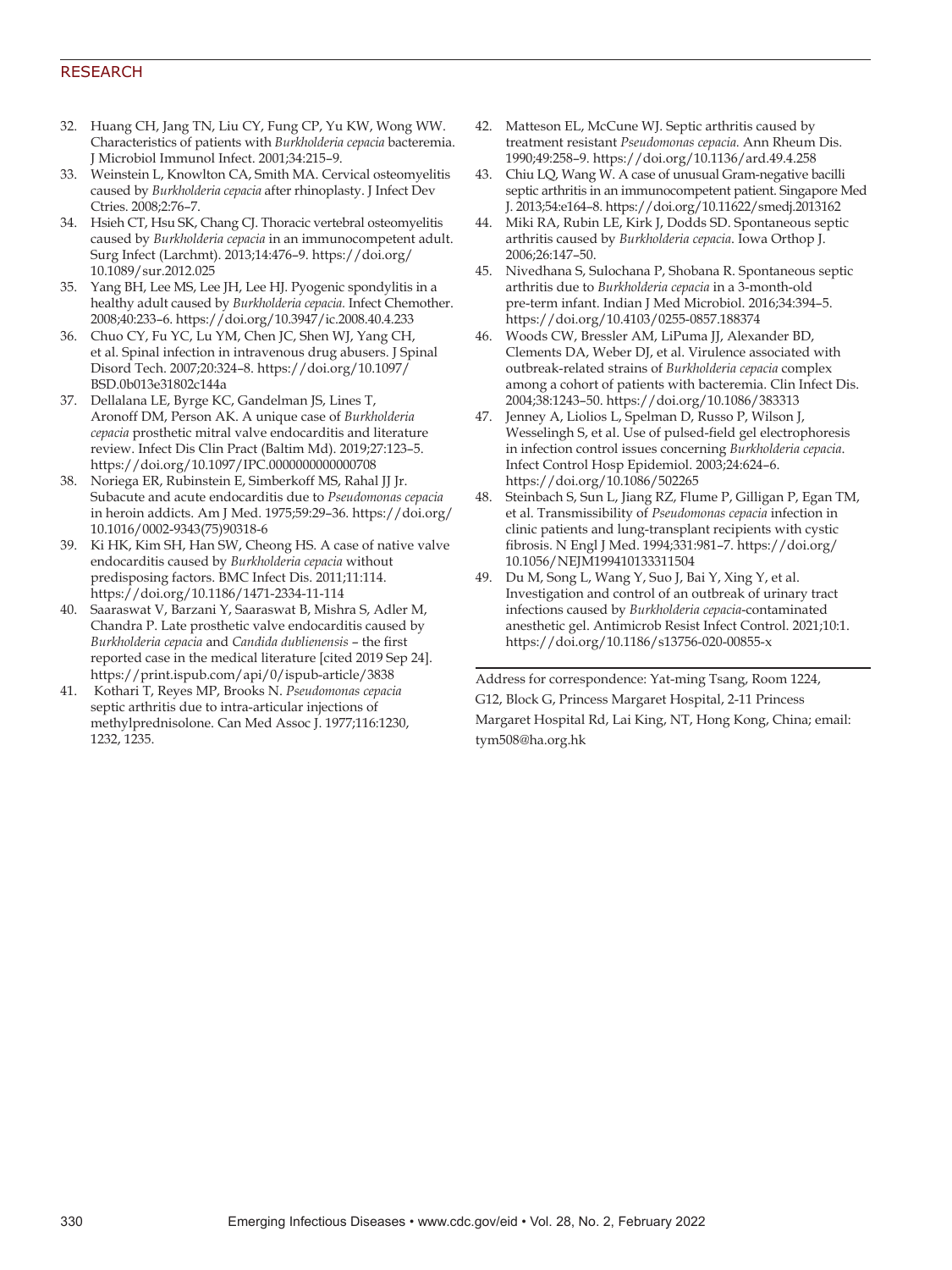32. Huang CH, Jang TN, Liu CY, Fung CP, Yu KW, Wong WW. Characteristics of patients with *Burkholderia cepacia* bacteremia. J Microbiol Immunol Infect. 2001;34:215–9.
33. Weinstein L, Knowlton CA, Smith MA. Cervical osteomyelitis caused by *Burkholderia cepacia* after rhinoplasty. J Infect Dev Ctries. 2008;2:76–7.
34. Hsieh CT, Hsu SK, Chang CJ. Thoracic vertebral osteomyelitis caused by *Burkholderia cepacia* in an immunocompetent adult. Surg Infect (Larchmt). 2013;14:476–9. https://doi.org/10.1089/sur.2012.025
35. Yang BH, Lee MS, Lee JH, Lee HJ. Pyogenic spondylitis in a healthy adult caused by *Burkholderia cepacia*. Infect Chemother. 2008;40:233–6. https://doi.org/10.3947/ic.2008.40.4.233
36. Chuo CY, Fu YC, Lu YM, Chen JC, Shen WJ, Yang CH, et al. Spinal infection in intravenous drug abusers. J Spinal Disord Tech. 2007;20:324–8. https://doi.org/10.1097/BSD.0b013e31802c144a
37. Dellalana LE, Byrge KC, Gandelman JS, Lines T, Aronoff DM, Person AK. A unique case of *Burkholderia cepacia* prosthetic mitral valve endocarditis and literature review. Infect Dis Clin Pract (Baltim Md). 2019;27:123–5. https://doi.org/10.1097/IPC.0000000000000708
38. Noriega ER, Rubinstein E, Simberkoff MS, Rahal JJ Jr. Subacute and acute endocarditis due to *Pseudomonas cepacia* in heroin addicts. Am J Med. 1975;59:29–36. https://doi.org/10.1016/0002-9343(75)90318-6
39. Ki HK, Kim SH, Han SW, Cheong HS. A case of native valve endocarditis caused by *Burkholderia cepacia* without predisposing factors. BMC Infect Dis. 2011;11:114. https://doi.org/10.1186/1471-2334-11-114
40. Saaraswat V, Barzani Y, Saaraswat B, Mishra S, Adler M, Chandra P. Late prosthetic valve endocarditis caused by *Burkholderia cepacia* and *Candida dublienensis* – the first reported case in the medical literature [cited 2019 Sep 24]. https://print.ispub.com/api/0/ispub-article/3838
41. Kothari T, Reyes MP, Brooks N. *Pseudomonas cepacia* septic arthritis due to intra-articular injections of methylprednisolone. Can Med Assoc J. 1977;116:1230, 1232, 1235.
42. Matteson EL, McCune WJ. Septic arthritis caused by treatment resistant *Pseudomonas cepacia.* Ann Rheum Dis. 1990;49:258–9. https://doi.org/10.1136/ard.49.4.258
43. Chiu LQ, Wang W. A case of unusual Gram-negative bacilli septic arthritis in an immunocompetent patient. Singapore Med J. 2013;54:e164–8. https://doi.org/10.11622/smedj.2013162
44. Miki RA, Rubin LE, Kirk J, Dodds SD. Spontaneous septic arthritis caused by *Burkholderia cepacia*. Iowa Orthop J. 2006;26:147–50.
45. Nivedhana S, Sulochana P, Shobana R. Spontaneous septic arthritis due to *Burkholderia cepacia* in a 3-month-old pre-term infant. Indian J Med Microbiol. 2016;34:394–5. https://doi.org/10.4103/0255-0857.188374
46. Woods CW, Bressler AM, LiPuma JJ, Alexander BD, Clements DA, Weber DJ, et al. Virulence associated with outbreak-related strains of *Burkholderia cepacia* complex among a cohort of patients with bacteremia. Clin Infect Dis. 2004;38:1243–50. https://doi.org/10.1086/383313
47. Jenney A, Liolios L, Spelman D, Russo P, Wilson J, Wesselingh S, et al. Use of pulsed-field gel electrophoresis in infection control issues concerning *Burkholderia cepacia*. Infect Control Hosp Epidemiol. 2003;24:624–6. https://doi.org/10.1086/502265
48. Steinbach S, Sun L, Jiang RZ, Flume P, Gilligan P, Egan TM, et al. Transmissibility of *Pseudomonas cepacia* infection in clinic patients and lung-transplant recipients with cystic fibrosis. N Engl J Med. 1994;331:981–7. https://doi.org/10.1056/NEJM199410133311504
49. Du M, Song L, Wang Y, Suo J, Bai Y, Xing Y, et al. Investigation and control of an outbreak of urinary tract infections caused by *Burkholderia cepacia*-contaminated anesthetic gel. Antimicrob Resist Infect Control. 2021;10:1. https://doi.org/10.1186/s13756-020-00855-x

Address for correspondence: Yat-ming Tsang, Room 1224, G12, Block G, Princess Margaret Hospital, 2-11 Princess Margaret Hospital Rd, Lai King, NT, Hong Kong, China; email: tym508@ha.org.hk